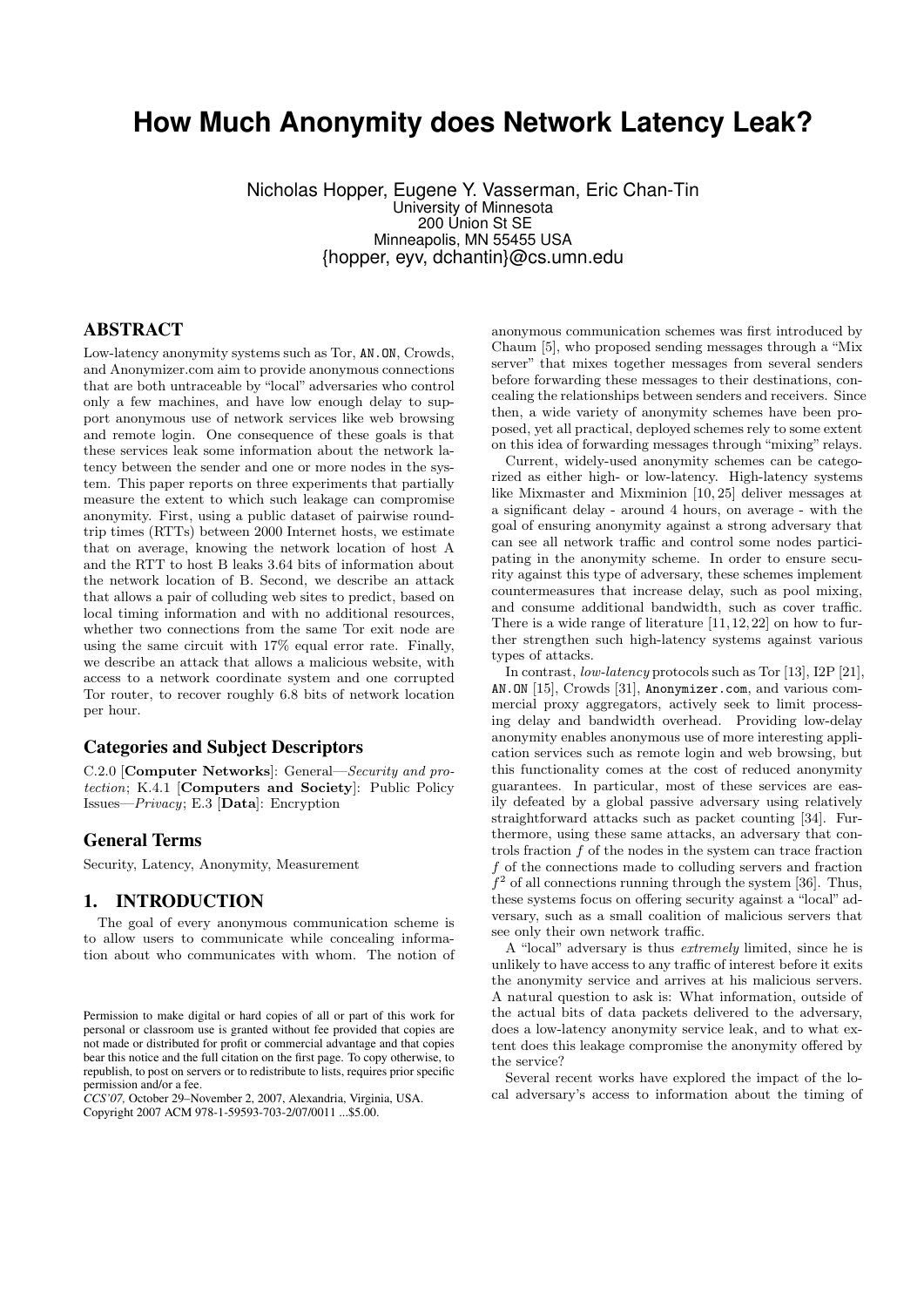# How Much Anonymity does Network Latency Leak?

Nicholas Hopper, Eugene Y. Vasserman, Eric Chan-Tin
University of Minnesota
200 Union St SE
Minneapolis, MN 55455 USA
{hopper, eyv, dchantin}@cs.umn.edu

## ABSTRACT

Low-latency anonymity systems such as Tor, AN.ON, Crowds, and Anonymizer.com aim to provide anonymous connections that are both untraceable by "local" adversaries who control only a few machines, and have low enough delay to support anonymous use of network services like web browsing and remote login. One consequence of these goals is that these services leak some information about the network latency between the sender and one or more nodes in the system. This paper reports on three experiments that partially measure the extent to which such leakage can compromise anonymity. First, using a public dataset of pairwise round-trip times (RTTs) between 2000 Internet hosts, we estimate that on average, knowing the network location of host A and the RTT to host B leaks 3.64 bits of information about the network location of B. Second, we describe an attack that allows a pair of colluding web sites to predict, based on local timing information and with no additional resources, whether two connections from the same Tor exit node are using the same circuit with 17% equal error rate. Finally, we describe an attack that allows a malicious website, with access to a network coordinate system and one corrupted Tor router, to recover roughly 6.8 bits of network location per hour.

### Categories and Subject Descriptors

C.2.0 [**Computer Networks**]: General—*Security and protection*; K.4.1 [**Computers and Society**]: Public Policy Issues—*Privacy*; E.3 [**Data**]: Encryption

### General Terms

Security, Latency, Anonymity, Measurement

## 1. INTRODUCTION

The goal of every anonymous communication scheme is to allow users to communicate while concealing information about who communicates with whom. The notion of anonymous communication schemes was first introduced by Chaum [5], who proposed sending messages through a "Mix server" that mixes together messages from several senders before forwarding these messages to their destinations, concealing the relationships between senders and receivers. Since then, a wide variety of anonymity schemes have been proposed, yet all practical, deployed schemes rely to some extent on this idea of forwarding messages through "mixing" relays.

Current, widely-used anonymity schemes can be categorized as either high- or low-latency. High-latency systems like Mixmaster and Mixminion [10, 25] deliver messages at a significant delay - around 4 hours, on average - with the goal of ensuring anonymity against a strong adversary that can see all network traffic and control some nodes participating in the anonymity scheme. In order to ensure security against this type of adversary, these schemes implement countermeasures that increase delay, such as pool mixing, and consume additional bandwidth, such as cover traffic. There is a wide range of literature [11, 12, 22] on how to further strengthen such high-latency systems against various types of attacks.

In contrast, *low-latency* protocols such as Tor [13], I2P [21], AN.ON [15], Crowds [31], Anonymizer.com, and various commercial proxy aggregators, actively seek to limit processing delay and bandwidth overhead. Providing low-delay anonymity enables anonymous use of more interesting application services such as remote login and web browsing, but this functionality comes at the cost of reduced anonymity guarantees. In particular, most of these services are easily defeated by a global passive adversary using relatively straightforward attacks such as packet counting [34]. Furthermore, using these same attacks, an adversary that controls fraction $f$ of the nodes in the system can trace fraction $f$ of the connections made to colluding servers and fraction $f^2$ of all connections running through the system [36]. Thus, these systems focus on offering security against a "local" adversary, such as a small coalition of malicious servers that see only their own network traffic.

A "local" adversary is thus *extremely* limited, since he is unlikely to have access to any traffic of interest before it exits the anonymity service and arrives at his malicious servers. A natural question to ask is: What information, outside of the actual bits of data packets delivered to the adversary, does a low-latency anonymity service leak, and to what extent does this leakage compromise the anonymity offered by the service?

Several recent works have explored the impact of the local adversary's access to information about the timing of

Permission to make digital or hard copies of all or part of this work for personal or classroom use is granted without fee provided that copies are not made or distributed for profit or commercial advantage and that copies bear this notice and the full citation on the first page. To copy otherwise, to republish, to post on servers or to redistribute to lists, requires prior specific permission and/or a fee.
*CCS'07,* October 29–November 2, 2007, Alexandria, Virginia, USA.
Copyright 2007 ACM 978-1-59593-703-2/07/0011 ...$5.00.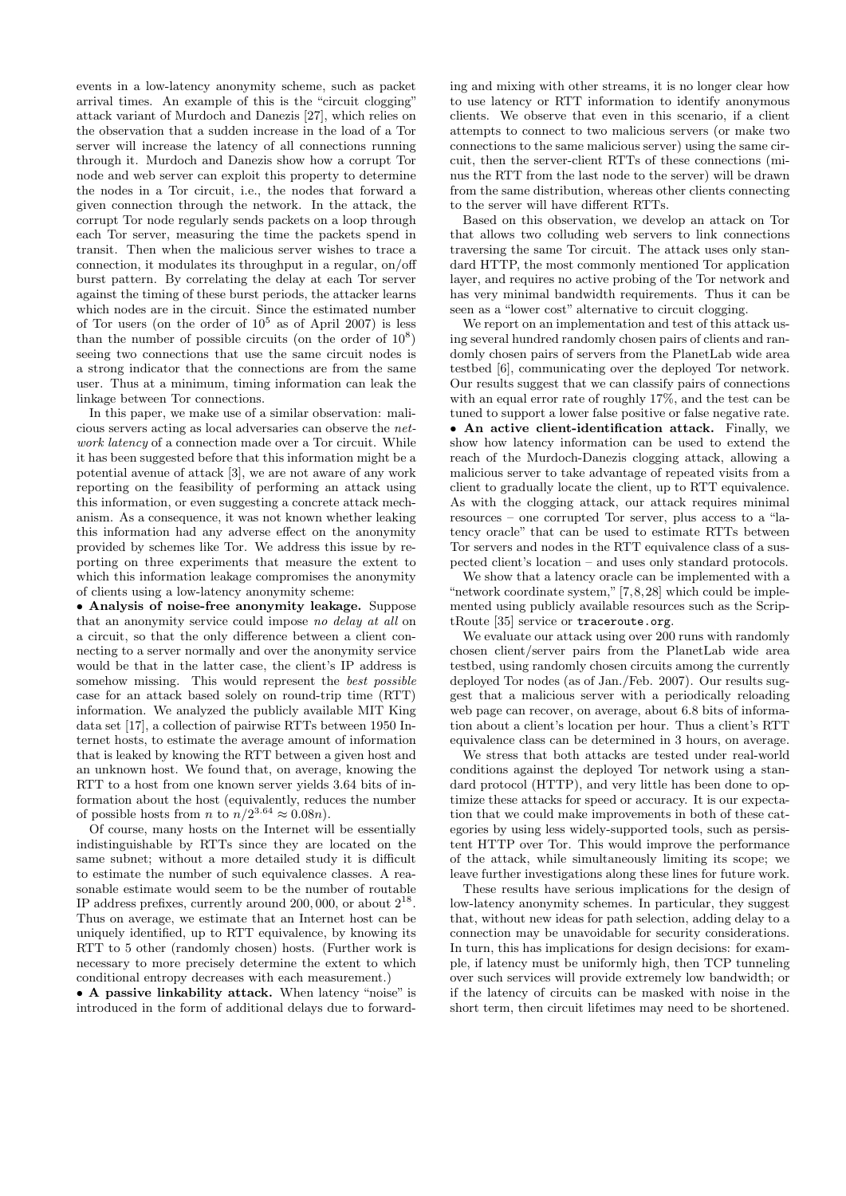events in a low-latency anonymity scheme, such as packet arrival times. An example of this is the "circuit clogging" attack variant of Murdoch and Danezis [27], which relies on the observation that a sudden increase in the load of a Tor server will increase the latency of all connections running through it. Murdoch and Danezis show how a corrupt Tor node and web server can exploit this property to determine the nodes in a Tor circuit, i.e., the nodes that forward a given connection through the network. In the attack, the corrupt Tor node regularly sends packets on a loop through each Tor server, measuring the time the packets spend in transit. Then when the malicious server wishes to trace a connection, it modulates its throughput in a regular, on/off burst pattern. By correlating the delay at each Tor server against the timing of these burst periods, the attacker learns which nodes are in the circuit. Since the estimated number of Tor users (on the order of $10^5$ as of April 2007) is less than the number of possible circuits (on the order of $10^8$) seeing two connections that use the same circuit nodes is a strong indicator that the connections are from the same user. Thus at a minimum, timing information can leak the linkage between Tor connections.

In this paper, we make use of a similar observation: malicious servers acting as local adversaries can observe the *network latency* of a connection made over a Tor circuit. While it has been suggested before that this information might be a potential avenue of attack [3], we are not aware of any work reporting on the feasibility of performing an attack using this information, or even suggesting a concrete attack mechanism. As a consequence, it was not known whether leaking this information had any adverse effect on the anonymity provided by schemes like Tor. We address this issue by reporting on three experiments that measure the extent to which this information leakage compromises the anonymity of clients using a low-latency anonymity scheme:

- **Analysis of noise-free anonymity leakage.** Suppose that an anonymity service could impose *no delay at all* on a circuit, so that the only difference between a client connecting to a server normally and over the anonymity service would be that in the latter case, the client's IP address is somehow missing. This would represent the *best possible* case for an attack based solely on round-trip time (RTT) information. We analyzed the publicly available MIT King data set [17], a collection of pairwise RTTs between 1950 Internet hosts, to estimate the average amount of information that is leaked by knowing the RTT between a given host and an unknown host. We found that, on average, knowing the RTT to a host from one known server yields 3.64 bits of information about the host (equivalently, reduces the number of possible hosts from $n$ to $n/2^{3.64} \approx 0.08n$).

Of course, many hosts on the Internet will be essentially indistinguishable by RTTs since they are located on the same subnet; without a more detailed study it is difficult to estimate the number of such equivalence classes. A reasonable estimate would seem to be the number of routable IP address prefixes, currently around 200,000, or about $2^{18}$. Thus on average, we estimate that an Internet host can be uniquely identified, up to RTT equivalence, by knowing its RTT to 5 other (randomly chosen) hosts. (Further work is necessary to more precisely determine the extent to which conditional entropy decreases with each measurement.)

- **A passive linkability attack.** When latency "noise" is introduced in the form of additional delays due to forwarding and mixing with other streams, it is no longer clear how to use latency or RTT information to identify anonymous clients. We observe that even in this scenario, if a client attempts to connect to two malicious servers (or make two connections to the same malicious server) using the same circuit, then the server-client RTTs of these connections (minus the RTT from the last node to the server) will be drawn from the same distribution, whereas other clients connecting to the server will have different RTTs.

Based on this observation, we develop an attack on Tor that allows two colluding web servers to link connections traversing the same Tor circuit. The attack uses only standard HTTP, the most commonly mentioned Tor application layer, and requires no active probing of the Tor network and has very minimal bandwidth requirements. Thus it can be seen as a "lower cost" alternative to circuit clogging.

We report on an implementation and test of this attack using several hundred randomly chosen pairs of clients and randomly chosen pairs of servers from the PlanetLab wide area testbed [6], communicating over the deployed Tor network. Our results suggest that we can classify pairs of connections with an equal error rate of roughly 17%, and the test can be tuned to support a lower false positive or false negative rate.

- **An active client-identification attack.** Finally, we show how latency information can be used to extend the reach of the Murdoch-Danezis clogging attack, allowing a malicious server to take advantage of repeated visits from a client to gradually locate the client, up to RTT equivalence. As with the clogging attack, our attack requires minimal resources – one corrupted Tor server, plus access to a "latency oracle" that can be used to estimate RTTs between Tor servers and nodes in the RTT equivalence class of a suspected client's location – and uses only standard protocols.

We show that a latency oracle can be implemented with a "network coordinate system," [7,8,28] which could be implemented using publicly available resources such as the ScriptRoute [35] service or `traceroute.org`.

We evaluate our attack using over 200 runs with randomly chosen client/server pairs from the PlanetLab wide area testbed, using randomly chosen circuits among the currently deployed Tor nodes (as of Jan./Feb. 2007). Our results suggest that a malicious server with a periodically reloading web page can recover, on average, about 6.8 bits of information about a client's location per hour. Thus a client's RTT equivalence class can be determined in 3 hours, on average.

We stress that both attacks are tested under real-world conditions against the deployed Tor network using a standard protocol (HTTP), and very little has been done to optimize these attacks for speed or accuracy. It is our expectation that we could make improvements in both of these categories by using less widely-supported tools, such as persistent HTTP over Tor. This would improve the performance of the attack, while simultaneously limiting its scope; we leave further investigations along these lines for future work.

These results have serious implications for the design of low-latency anonymity schemes. In particular, they suggest that, without new ideas for path selection, adding delay to a connection may be unavoidable for security considerations. In turn, this has implications for design decisions: for example, if latency must be uniformly high, then TCP tunneling over such services will provide extremely low bandwidth; or if the latency of circuits can be masked with noise in the short term, then circuit lifetimes may need to be shortened.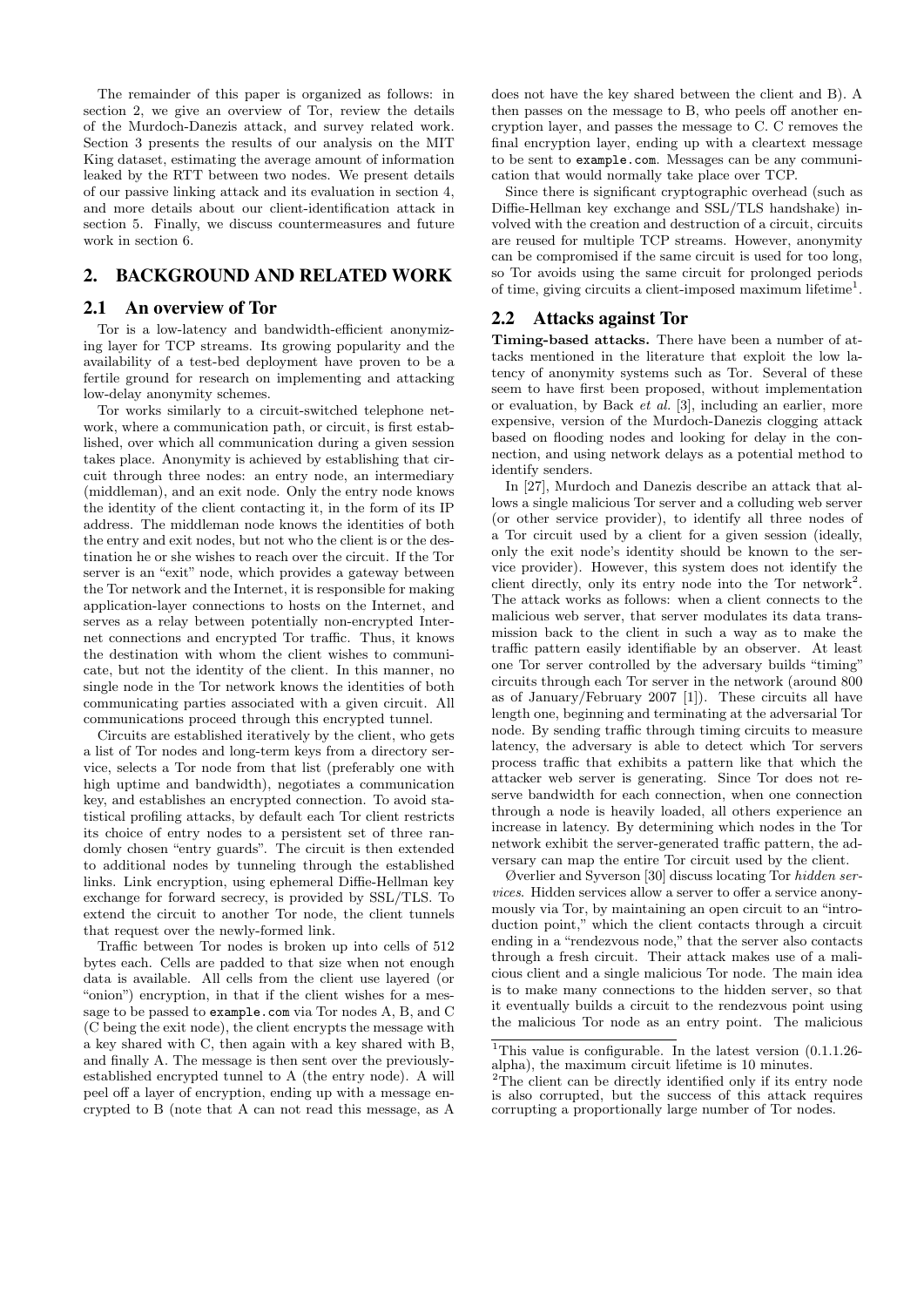The remainder of this paper is organized as follows: in section 2, we give an overview of Tor, review the details of the Murdoch-Danezis attack, and survey related work. Section 3 presents the results of our analysis on the MIT King dataset, estimating the average amount of information leaked by the RTT between two nodes. We present details of our passive linking attack and its evaluation in section 4, and more details about our client-identification attack in section 5. Finally, we discuss countermeasures and future work in section 6.

## 2. BACKGROUND AND RELATED WORK

### 2.1 An overview of Tor

Tor is a low-latency and bandwidth-efficient anonymizing layer for TCP streams. Its growing popularity and the availability of a test-bed deployment have proven to be a fertile ground for research on implementing and attacking low-delay anonymity schemes.

Tor works similarly to a circuit-switched telephone network, where a communication path, or circuit, is first established, over which all communication during a given session takes place. Anonymity is achieved by establishing that circuit through three nodes: an entry node, an intermediary (middleman), and an exit node. Only the entry node knows the identity of the client contacting it, in the form of its IP address. The middleman node knows the identities of both the entry and exit nodes, but not who the client is or the destination he or she wishes to reach over the circuit. If the Tor server is an "exit" node, which provides a gateway between the Tor network and the Internet, it is responsible for making application-layer connections to hosts on the Internet, and serves as a relay between potentially non-encrypted Internet connections and encrypted Tor traffic. Thus, it knows the destination with whom the client wishes to communicate, but not the identity of the client. In this manner, no single node in the Tor network knows the identities of both communicating parties associated with a given circuit. All communications proceed through this encrypted tunnel.

Circuits are established iteratively by the client, who gets a list of Tor nodes and long-term keys from a directory service, selects a Tor node from that list (preferably one with high uptime and bandwidth), negotiates a communication key, and establishes an encrypted connection. To avoid statistical profiling attacks, by default each Tor client restricts its choice of entry nodes to a persistent set of three randomly chosen "entry guards". The circuit is then extended to additional nodes by tunneling through the established links. Link encryption, using ephemeral Diffie-Hellman key exchange for forward secrecy, is provided by SSL/TLS. To extend the circuit to another Tor node, the client tunnels that request over the newly-formed link.

Traffic between Tor nodes is broken up into cells of 512 bytes each. Cells are padded to that size when not enough data is available. All cells from the client use layered (or "onion") encryption, in that if the client wishes for a message to be passed to `example.com` via Tor nodes A, B, and C (C being the exit node), the client encrypts the message with a key shared with C, then again with a key shared with B, and finally A. The message is then sent over the previously-established encrypted tunnel to A (the entry node). A will peel off a layer of encryption, ending up with a message encrypted to B (note that A can not read this message, as A does not have the key shared between the client and B). A then passes on the message to B, who peels off another encryption layer, and passes the message to C. C removes the final encryption layer, ending up with a cleartext message to be sent to `example.com`. Messages can be any communication that would normally take place over TCP.

Since there is significant cryptographic overhead (such as Diffie-Hellman key exchange and SSL/TLS handshake) involved with the creation and destruction of a circuit, circuits are reused for multiple TCP streams. However, anonymity can be compromised if the same circuit is used for too long, so Tor avoids using the same circuit for prolonged periods of time, giving circuits a client-imposed maximum lifetime[1].

### 2.2 Attacks against Tor

**Timing-based attacks.** There have been a number of attacks mentioned in the literature that exploit the low latency of anonymity systems such as Tor. Several of these seem to have first been proposed, without implementation or evaluation, by Back *et al.* [3], including an earlier, more expensive, version of the Murdoch-Danezis clogging attack based on flooding nodes and looking for delay in the connection, and using network delays as a potential method to identify senders.

In [27], Murdoch and Danezis describe an attack that allows a single malicious Tor server and a colluding web server (or other service provider), to identify all three nodes of a Tor circuit used by a client for a given session (ideally, only the exit node's identity should be known to the service provider). However, this system does not identify the client directly, only its entry node into the Tor network[2]. The attack works as follows: when a client connects to the malicious web server, that server modulates its data transmission back to the client in such a way as to make the traffic pattern easily identifiable by an observer. At least one Tor server controlled by the adversary builds "timing" circuits through each Tor server in the network (around 800 as of January/February 2007 [1]). These circuits all have length one, beginning and terminating at the adversarial Tor node. By sending traffic through timing circuits to measure latency, the adversary is able to detect which Tor servers process traffic that exhibits a pattern like that which the attacker web server is generating. Since Tor does not reserve bandwidth for each connection, when one connection through a node is heavily loaded, all others experience an increase in latency. By determining which nodes in the Tor network exhibit the server-generated traffic pattern, the adversary can map the entire Tor circuit used by the client.

Øverlier and Syverson [30] discuss locating Tor *hidden services*. Hidden services allow a server to offer a service anonymously via Tor, by maintaining an open circuit to an "introduction point," which the client contacts through a circuit ending in a "rendezvous node," that the server also contacts through a fresh circuit. Their attack makes use of a malicious client and a single malicious Tor node. The main idea is to make many connections to the hidden server, so that it eventually builds a circuit to the rendezvous point using the malicious Tor node as an entry point. The malicious

[1] This value is configurable. In the latest version (0.1.1.26-alpha), the maximum circuit lifetime is 10 minutes.

[2] The client can be directly identified only if its entry node is also corrupted, but the success of this attack requires corrupting a proportionally large number of Tor nodes.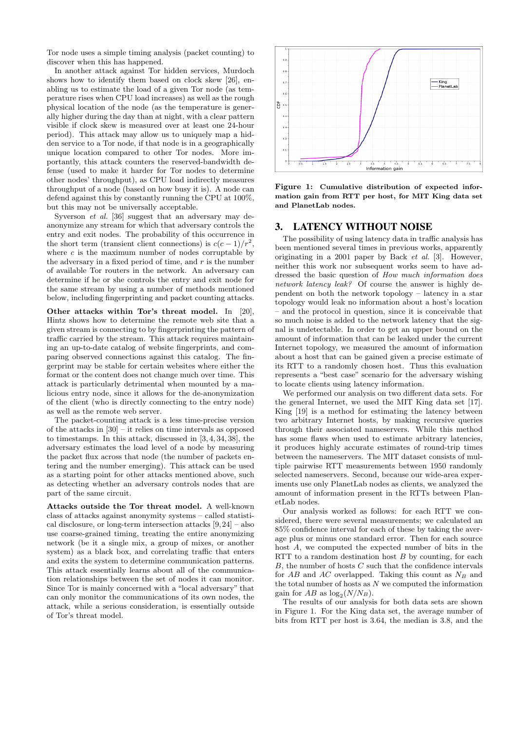Tor node uses a simple timing analysis (packet counting) to discover when this has happened.

In another attack against Tor hidden services, Murdoch shows how to identify them based on clock skew [26], enabling us to estimate the load of a given Tor node (as temperature rises when CPU load increases) as well as the rough physical location of the node (as the temperature is generally higher during the day than at night, with a clear pattern visible if clock skew is measured over at least one 24-hour period). This attack may allow us to uniquely map a hidden service to a Tor node, if that node is in a geographically unique location compared to other Tor nodes. More importantly, this attack counters the reserved-bandwidth defense (used to make it harder for Tor nodes to determine other nodes' throughput), as CPU load indirectly measures throughput of a node (based on how busy it is). A node can defend against this by constantly running the CPU at 100%, but this may not be universally acceptable.

Syverson *et al.* [36] suggest that an adversary may deanonymize any stream for which that adversary controls the entry and exit nodes. The probability of this occurrence in the short term (transient client connections) is $c(c-1)/r^2$, where $c$ is the maximum number of nodes corruptable by the adversary in a fixed period of time, and $r$ is the number of available Tor routers in the network. An adversary can determine if he or she controls the entry and exit node for the same stream by using a number of methods mentioned below, including fingerprinting and packet counting attacks.

**Other attacks within Tor's threat model.** In [20], Hintz shows how to determine the remote web site that a given stream is connecting to by fingerprinting the pattern of traffic carried by the stream. This attack requires maintaining an up-to-date catalog of website fingerprints, and comparing observed connections against this catalog. The fingerprint may be stable for certain websites where either the format or the content does not change much over time. This attack is particularly detrimental when mounted by a malicious entry node, since it allows for the de-anonymization of the client (who is directly connecting to the entry node) as well as the remote web server.

The packet-counting attack is a less time-precise version of the attacks in [30] – it relies on time intervals as opposed to timestamps. In this attack, discussed in [3, 4, 34, 38], the adversary estimates the load level of a node by measuring the packet flux across that node (the number of packets entering and the number emerging). This attack can be used as a starting point for other attacks mentioned above, such as detecting whether an adversary controls nodes that are part of the same circuit.

**Attacks outside the Tor threat model.** A well-known class of attacks against anonymity systems – called statistical disclosure, or long-term intersection attacks [9, 24] – also use coarse-grained timing, treating the entire anonymizing network (be it a single mix, a group of mixes, or another system) as a black box, and correlating traffic that enters and exits the system to determine communication patterns. This attack essentially learns about all of the communication relationships between the set of nodes it can monitor. Since Tor is mainly concerned with a "local adversary" that can only monitor the communications of its own nodes, the attack, while a serious consideration, is essentially outside of Tor's threat model.

**Figure 1: Cumulative distribution of expected information gain from RTT per host, for MIT King data set and PlanetLab nodes.**

## 3. LATENCY WITHOUT NOISE

The possibility of using latency data in traffic analysis has been mentioned several times in previous works, apparently originating in a 2001 paper by Back *et al.* [3]. However, neither this work nor subsequent works seem to have addressed the basic question of *How much information does network latency leak?* Of course the answer is highly dependent on both the network topology – latency in a star topology would leak no information about a host's location – and the protocol in question, since it is conceivable that so much noise is added to the network latency that the signal is undetectable. In order to get an upper bound on the amount of information that can be leaked under the current Internet topology, we measured the amount of information about a host that can be gained given a precise estimate of its RTT to a randomly chosen host. Thus this evaluation represents a "best case" scenario for the adversary wishing to locate clients using latency information.

We performed our analysis on two different data sets. For the general Internet, we used the MIT King data set [17]. King [19] is a method for estimating the latency between two arbitrary Internet hosts, by making recursive queries through their associated nameservers. While this method has some flaws when used to estimate arbitrary latencies, it produces highly accurate estimates of round-trip times between the nameservers. The MIT dataset consists of multiple pairwise RTT measurements between 1950 randomly selected nameservers. Second, because our wide-area experiments use only PlanetLab nodes as clients, we analyzed the amount of information present in the RTTs between PlanetLab nodes.

Our analysis worked as follows: for each RTT we considered, there were several measurements; we calculated an 85% confidence interval for each of these by taking the average plus or minus one standard error. Then for each source host $A$, we computed the expected number of bits in the RTT to a random destination host $B$ by counting, for each $B$, the number of hosts $C$ such that the confidence intervals for $AB$ and $AC$ overlapped. Taking this count as $N_B$ and the total number of hosts as $N$ we computed the information gain for $AB$ as $\log_2(N/N_B)$.

The results of our analysis for both data sets are shown in Figure 1. For the King data set, the average number of bits from RTT per host is 3.64, the median is 3.8, and the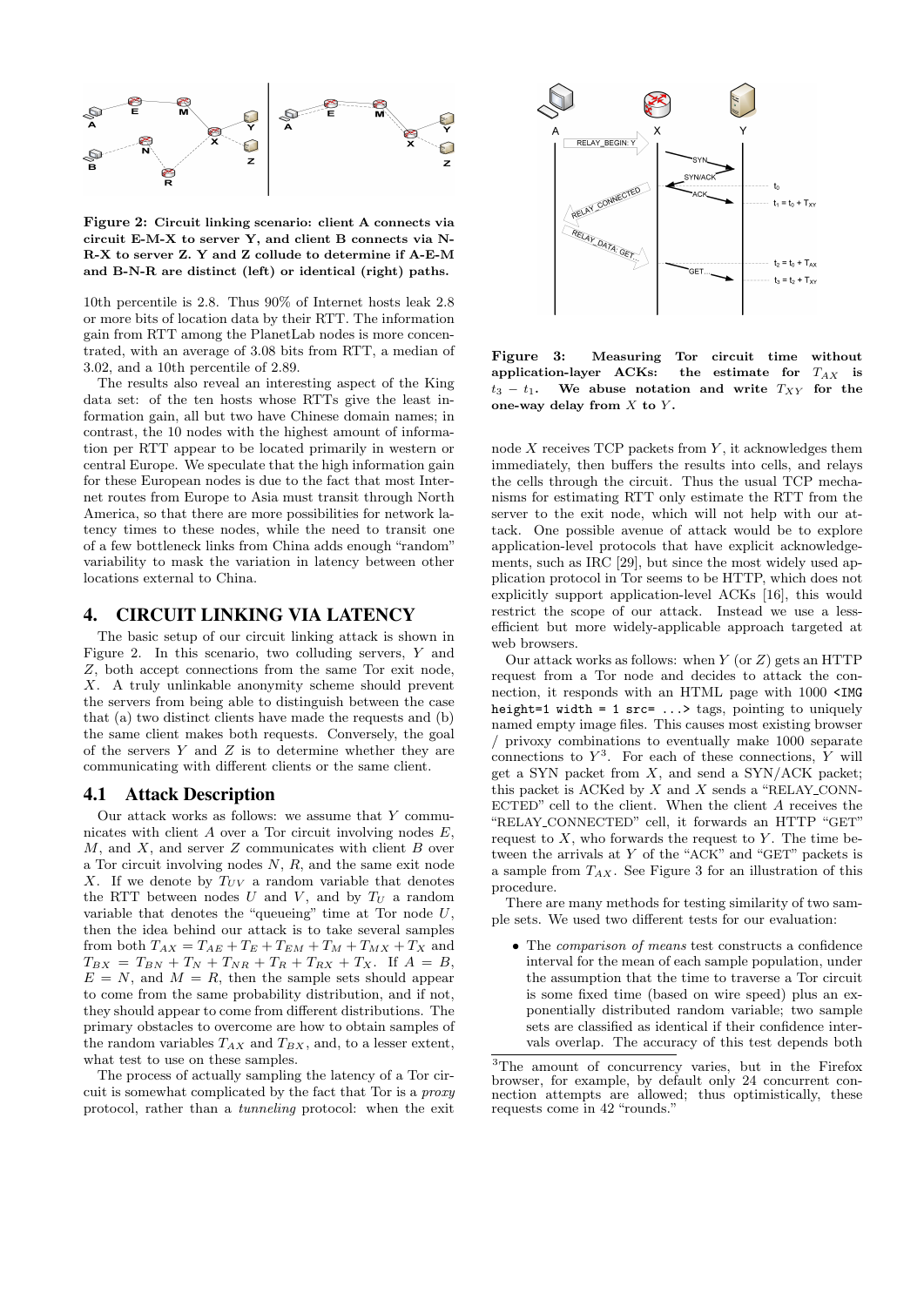Figure 2: Circuit linking scenario: client A connects via circuit E-M-X to server Y, and client B connects via N-R-X to server Z. Y and Z collude to determine if A-E-M and B-N-R are distinct (left) or identical (right) paths.

10th percentile is 2.8. Thus 90% of Internet hosts leak 2.8 or more bits of location data by their RTT. The information gain from RTT among the PlanetLab nodes is more concentrated, with an average of 3.08 bits from RTT, a median of 3.02, and a 10th percentile of 2.89.

The results also reveal an interesting aspect of the King data set: of the ten hosts whose RTTs give the least information gain, all but two have Chinese domain names; in contrast, the 10 nodes with the highest amount of information per RTT appear to be located primarily in western or central Europe. We speculate that the high information gain for these European nodes is due to the fact that most Internet routes from Europe to Asia must transit through North America, so that there are more possibilities for network latency times to these nodes, while the need to transit one of a few bottleneck links from China adds enough "random" variability to mask the variation in latency between other locations external to China.

## 4. CIRCUIT LINKING VIA LATENCY

The basic setup of our circuit linking attack is shown in Figure 2. In this scenario, two colluding servers, $Y$ and $Z$, both accept connections from the same Tor exit node, $X$. A truly unlinkable anonymity scheme should prevent the servers from being able to distinguish between the case that (a) two distinct clients have made the requests and (b) the same client makes both requests. Conversely, the goal of the servers $Y$ and $Z$ is to determine whether they are communicating with different clients or the same client.

### 4.1 Attack Description

Our attack works as follows: we assume that $Y$ communicates with client $A$ over a Tor circuit involving nodes $E$, $M$, and $X$, and server $Z$ communicates with client $B$ over a Tor circuit involving nodes $N$, $R$, and the same exit node $X$. If we denote by $T_{UV}$ a random variable that denotes the RTT between nodes $U$ and $V$, and by $T_U$ a random variable that denotes the "queueing" time at Tor node $U$, then the idea behind our attack is to take several samples from both $T_{AX} = T_{AE} + T_E + T_{EM} + T_M + T_{MX} + T_X$ and $T_{BX} = T_{BN} + T_N + T_{NR} + T_R + T_{RX} + T_X$. If $A = B$, $E = N$, and $M = R$, then the sample sets should appear to come from the same probability distribution, and if not, they should appear to come from different distributions. The primary obstacles to overcome are how to obtain samples of the random variables $T_{AX}$ and $T_{BX}$, and, to a lesser extent, what test to use on these samples.

The process of actually sampling the latency of a Tor circuit is somewhat complicated by the fact that Tor is a *proxy* protocol, rather than a *tunneling* protocol: when the exit node $X$ receives TCP packets from $Y$, it acknowledges them immediately, then buffers the results into cells, and relays the cells through the circuit. Thus the usual TCP mechanisms for estimating RTT only estimate the RTT from the server to the exit node, which will not help with our attack. One possible avenue of attack would be to explore application-level protocols that have explicit acknowledgements, such as IRC [29], but since the most widely used application protocol in Tor seems to be HTTP, which does not explicitly support application-level ACKs [16], this would restrict the scope of our attack. Instead we use a less-efficient but more widely-applicable approach targeted at web browsers.

Figure 3: Measuring Tor circuit time without application-layer ACKs: the estimate for $T_{AX}$ is $t_3 - t_1$. We abuse notation and write $T_{XY}$ for the one-way delay from $X$ to $Y$.

Our attack works as follows: when $Y$ (or $Z$) gets an HTTP request from a Tor node and decides to attack the connection, it responds with an HTML page with 1000 `<IMG height=1 width = 1 src= ...>` tags, pointing to uniquely named empty image files. This causes most existing browser / privoxy combinations to eventually make 1000 separate connections to $Y$[3]. For each of these connections, $Y$ will get a SYN packet from $X$, and send a SYN/ACK packet; this packet is ACKed by $X$ and $X$ sends a "RELAY_CONNECTED" cell to the client. When the client $A$ receives the "RELAY_CONNECTED" cell, it forwards an HTTP "GET" request to $X$, who forwards the request to $Y$. The time between the arrivals at $Y$ of the "ACK" and "GET" packets is a sample from $T_{AX}$. See Figure 3 for an illustration of this procedure.

There are many methods for testing similarity of two sample sets. We used two different tests for our evaluation:

- The *comparison of means* test constructs a confidence interval for the mean of each sample population, under the assumption that the time to traverse a Tor circuit is some fixed time (based on wire speed) plus an exponentially distributed random variable; two sample sets are classified as identical if their confidence intervals overlap. The accuracy of this test depends both

[3]The amount of concurrency varies, but in the Firefox browser, for example, by default only 24 concurrent connection attempts are allowed; thus optimistically, these requests come in 42 "rounds."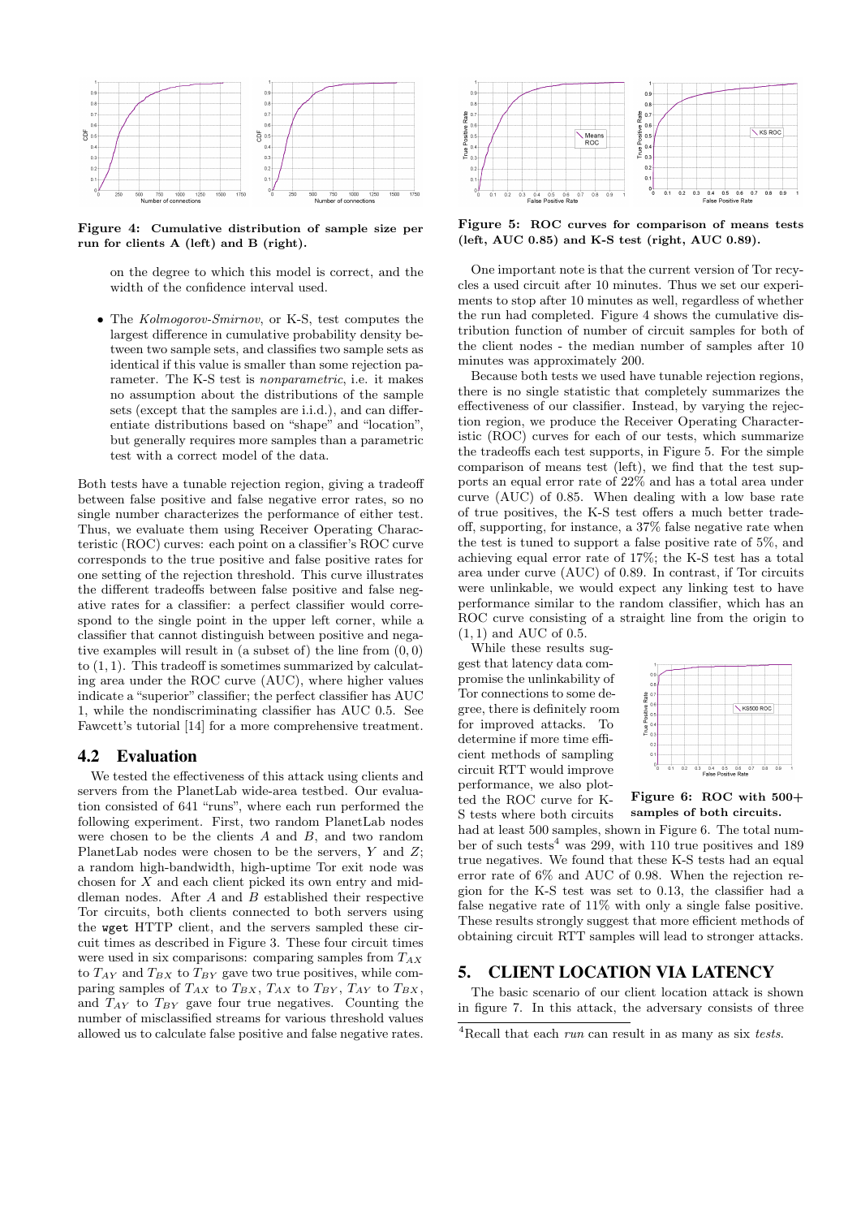CDF

Number of connections

0 250 500 750 1000 1250 1500 1750

CDF

Number of connections

0 250 500 750 1000 1250 1500 1750

**Figure 4: Cumulative distribution of sample size per run for clients A (left) and B (right).**

on the degree to which this model is correct, and the width of the confidence interval used.

- The *Kolmogorov-Smirnov*, or K-S, test computes the largest difference in cumulative probability density between two sample sets, and classifies two sample sets as identical if this value is smaller than some rejection parameter. The K-S test is *nonparametric*, i.e. it makes no assumption about the distributions of the sample sets (except that the samples are i.i.d.), and can differentiate distributions based on "shape" and "location", but generally requires more samples than a parametric test with a correct model of the data.

Both tests have a tunable rejection region, giving a tradeoff between false positive and false negative error rates, so no single number characterizes the performance of either test. Thus, we evaluate them using Receiver Operating Characteristic (ROC) curves: each point on a classifier's ROC curve corresponds to the true positive and false positive rates for one setting of the rejection threshold. This curve illustrates the different tradeoffs between false positive and false negative rates for a classifier: a perfect classifier would correspond to the single point in the upper left corner, while a classifier that cannot distinguish between positive and negative examples will result in (a subset of) the line from $(0, 0)$ to $(1, 1)$. This tradeoff is sometimes summarized by calculating area under the ROC curve (AUC), where higher values indicate a "superior" classifier; the perfect classifier has AUC 1, while the nondiscriminating classifier has AUC 0.5. See Fawcett's tutorial [14] for a more comprehensive treatment.

## 4.2 Evaluation

We tested the effectiveness of this attack using clients and servers from the PlanetLab wide-area testbed. Our evaluation consisted of 641 "runs", where each run performed the following experiment. First, two random PlanetLab nodes were chosen to be the clients $A$ and $B$, and two random PlanetLab nodes were chosen to be the servers, $Y$ and $Z$; a random high-bandwidth, high-uptime Tor exit node was chosen for $X$ and each client picked its own entry and middleman nodes. After $A$ and $B$ established their respective Tor circuits, both clients connected to both servers using the `wget` HTTP client, and the servers sampled these circuit times as described in Figure 3. These four circuit times were used in six comparisons: comparing samples from $T_{AX}$ to $T_{AY}$ and $T_{BX}$ to $T_{BY}$ gave two true positives, while comparing samples of $T_{AX}$ to $T_{BX}$, $T_{AX}$ to $T_{BY}$, $T_{AY}$ to $T_{BX}$, and $T_{AY}$ to $T_{BY}$ gave four true negatives. Counting the number of misclassified streams for various threshold values allowed us to calculate false positive and false negative rates.

True Positive Rate

False Positive Rate

Means ROC

True Positive Rate

False Positive Rate

KS ROC

**Figure 5: ROC curves for comparison of means tests (left, AUC 0.85) and K-S test (right, AUC 0.89).**

One important note is that the current version of Tor recycles a used circuit after 10 minutes. Thus we set our experiments to stop after 10 minutes as well, regardless of whether the run had completed. Figure 4 shows the cumulative distribution function of number of circuit samples for both of the client nodes - the median number of samples after 10 minutes was approximately 200.

Because both tests we used have tunable rejection regions, there is no single statistic that completely summarizes the effectiveness of our classifier. Instead, by varying the rejection region, we produce the Receiver Operating Characteristic (ROC) curves for each of our tests, which summarize the tradeoffs each test supports, in Figure 5. For the simple comparison of means test (left), we find that the test supports an equal error rate of 22% and has a total area under curve (AUC) of 0.85. When dealing with a low base rate of true positives, the K-S test offers a much better tradeoff, supporting, for instance, a 37% false negative rate when the test is tuned to support a false positive rate of 5%, and achieving equal error rate of 17%; the K-S test has a total area under curve (AUC) of 0.89. In contrast, if Tor circuits were unlinkable, we would expect any linking test to have performance similar to the random classifier, which has an ROC curve consisting of a straight line from the origin to $(1, 1)$ and AUC of 0.5.

While these results suggest that latency data compromise the unlinkability of Tor connections to some degree, there is definitely room for improved attacks. To determine if more time efficient methods of sampling circuit RTT would improve performance, we also plotted the ROC curve for K-S tests where both circuits had at least 500 samples, shown in Figure 6. The total number of such tests[4] was 299, with 110 true positives and 189 true negatives. We found that these K-S tests had an equal error rate of 6% and AUC of 0.98. When the rejection region for the K-S test was set to 0.13, the classifier had a false negative rate of 11% with only a single false positive. These results strongly suggest that more efficient methods of obtaining circuit RTT samples will lead to stronger attacks.

True Positive Rate

False Positive Rate

KS500 ROC

**Figure 6: ROC with 500+ samples of both circuits.**

# 5. CLIENT LOCATION VIA LATENCY

The basic scenario of our client location attack is shown in figure 7. In this attack, the adversary consists of three

[4] Recall that each *run* can result in as many as six *tests*.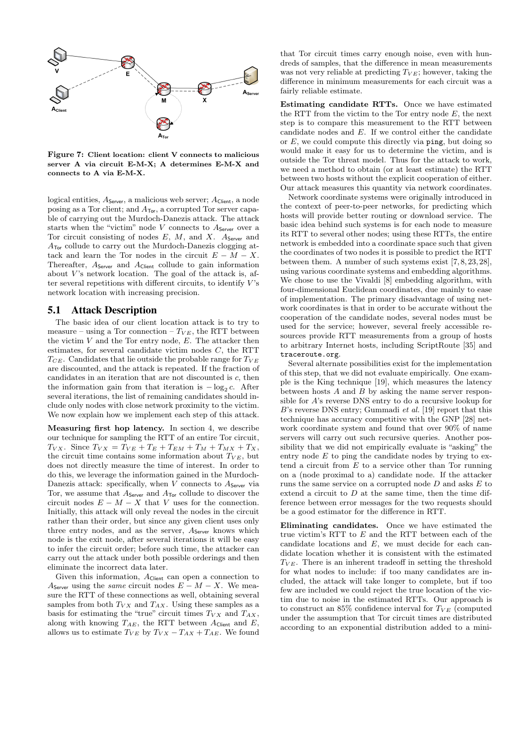**Figure 7: Client location: client V connects to malicious server A via circuit E-M-X; A determines E-M-X and connects to A via E-M-X.**

logical entities, $A_{\mathsf{Server}}$, a malicious web server; $A_{\mathsf{Client}}$, a node posing as a Tor client; and $A_{\mathsf{Tor}}$, a corrupted Tor server capable of carrying out the Murdoch-Danezis attack. The attack starts when the "victim" node $V$ connects to $A_{\mathsf{Server}}$ over a Tor circuit consisting of nodes $E$, $M$, and $X$. $A_{\mathsf{Server}}$ and $A_{\mathsf{Tor}}$ collude to carry out the Murdoch-Danezis clogging attack and learn the Tor nodes in the circuit $E - M - X$. Thereafter, $A_{\mathsf{Server}}$ and $A_{\mathsf{Client}}$ collude to gain information about $V$'s network location. The goal of the attack is, after several repetitions with different circuits, to identify $V$'s network location with increasing precision.

## 5.1 Attack Description

The basic idea of our client location attack is to try to measure – using a Tor connection – $T_{VE}$, the RTT between the victim $V$ and the Tor entry node, $E$. The attacker then estimates, for several candidate victim nodes $C$, the RTT $T_{CE}$. Candidates that lie outside the probable range for $T_{VE}$ are discounted, and the attack is repeated. If the fraction of candidates in an iteration that are not discounted is $c$, then the information gain from that iteration is $-\log_2 c$. After several iterations, the list of remaining candidates should include only nodes with close network proximity to the victim. We now explain how we implement each step of this attack.

**Measuring first hop latency.** In section 4, we describe our technique for sampling the RTT of an entire Tor circuit, $T_{VX}$. Since $T_{VX} = T_{VE} + T_E + T_{EM} + T_M + T_{MX} + T_X$, the circuit time contains some information about $T_{VE}$, but does not directly measure the time of interest. In order to do this, we leverage the information gained in the Murdoch-Danezis attack: specifically, when $V$ connects to $A_{\mathsf{Server}}$ via Tor, we assume that $A_{\mathsf{Server}}$ and $A_{\mathsf{Tor}}$ collude to discover the circuit nodes $E - M - X$ that $V$ uses for the connection. Initially, this attack will only reveal the nodes in the circuit rather than their order, but since any given client uses only three entry nodes, and as the server, $A_{\mathsf{Server}}$ knows which node is the exit node, after several iterations it will be easy to infer the circuit order; before such time, the attacker can carry out the attack under both possible orderings and then eliminate the incorrect data later.

Given this information, $A_{\mathsf{Client}}$ can open a connection to $A_{\mathsf{Server}}$ using the *same* circuit nodes $E - M - X$. We measure the RTT of these connections as well, obtaining several samples from both $T_{VX}$ and $T_{AX}$. Using these samples as a basis for estimating the "true" circuit times $T_{VX}$ and $T_{AX}$, along with knowing $T_{AE}$, the RTT between $A_{\mathsf{Client}}$ and $E$, allows us to estimate $T_{VE}$ by $T_{VX} - T_{AX} + T_{AE}$. We found that Tor circuit times carry enough noise, even with hundreds of samples, that the difference in mean measurements was not very reliable at predicting $T_{VE}$; however, taking the difference in minimum measurements for each circuit was a fairly reliable estimate.

**Estimating candidate RTTs.** Once we have estimated the RTT from the victim to the Tor entry node $E$, the next step is to compare this measurement to the RTT between candidate nodes and $E$. If we control either the candidate or $E$, we could compute this directly via `ping`, but doing so would make it easy for us to determine the victim, and is outside the Tor threat model. Thus for the attack to work, we need a method to obtain (or at least estimate) the RTT between two hosts without the explicit cooperation of either. Our attack measures this quantity via network coordinates.

Network coordinate systems were originally introduced in the context of peer-to-peer networks, for predicting which hosts will provide better routing or download service. The basic idea behind such systems is for each node to measure its RTT to several other nodes; using these RTTs, the entire network is embedded into a coordinate space such that given the coordinates of two nodes it is possible to predict the RTT between them. A number of such systems exist [7, 8, 23, 28], using various coordinate systems and embedding algorithms. We chose to use the Vivaldi [8] embedding algorithm, with four-dimensional Euclidean coordinates, due mainly to ease of implementation. The primary disadvantage of using network coordinates is that in order to be accurate without the cooperation of the candidate nodes, several nodes must be used for the service; however, several freely accessible resources provide RTT measurements from a group of hosts to arbitrary Internet hosts, including ScriptRoute [35] and `traceroute.org`.

Several alternate possibilities exist for the implementation of this step, that we did not evaluate empirically. One example is the King technique [19], which measures the latency between hosts $A$ and $B$ by asking the name server responsible for $A$'s reverse DNS entry to do a recursive lookup for $B$'s reverse DNS entry; Gummadi *et al.* [19] report that this technique has accuracy competitive with the GNP [28] network coordinate system and found that over 90% of name servers will carry out such recursive queries. Another possibility that we did not empirically evaluate is "asking" the entry node $E$ to ping the candidate nodes by trying to extend a circuit from $E$ to a service other than Tor running on a (node proximal to a) candidate node. If the attacker runs the same service on a corrupted node $D$ and asks $E$ to extend a circuit to $D$ at the same time, then the time difference between error messages for the two requests should be a good estimator for the difference in RTT.

**Eliminating candidates.** Once we have estimated the true victim's RTT to $E$ and the RTT between each of the candidate locations and $E$, we must decide for each candidate location whether it is consistent with the estimated $T_{VE}$. There is an inherent tradeoff in setting the threshold for what nodes to include: if too many candidates are included, the attack will take longer to complete, but if too few are included we could reject the true location of the victim due to noise in the estimated RTTs. Our approach is to construct an 85% confidence interval for $T_{VE}$ (computed under the assumption that Tor circuit times are distributed according to an exponential distribution added to a mini-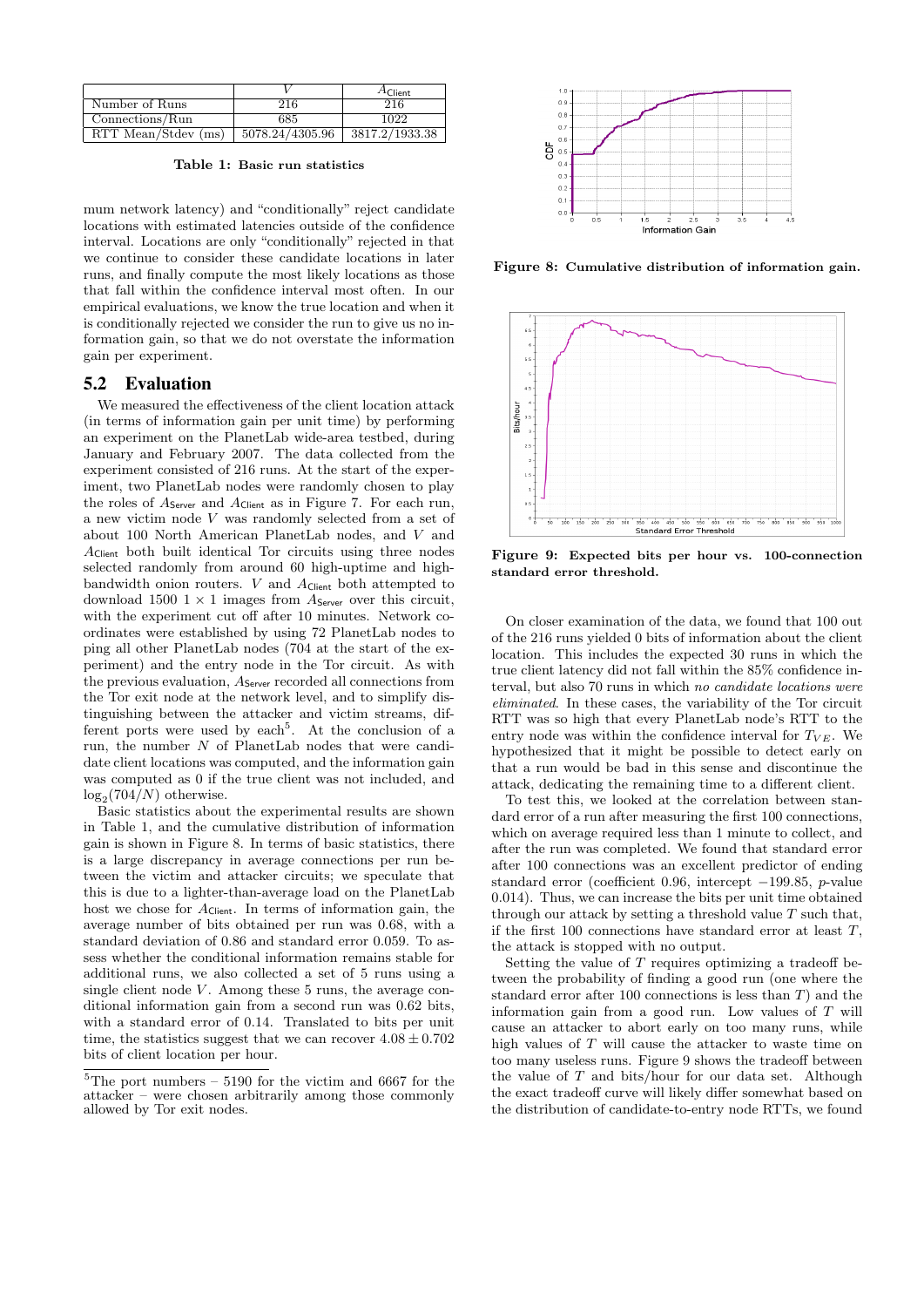|  | $V$ | $A_{\mathsf{Client}}$ |
|---|---|---|
| Number of Runs | 216 | 216 |
| Connections/Run | 685 | 1022 |
| RTT Mean/Stdev (ms) | 5078.24/4305.96 | 3817.2/1933.38 |

**Table 1: Basic run statistics**

mum network latency) and "conditionally" reject candidate locations with estimated latencies outside of the confidence interval. Locations are only "conditionally" rejected in that we continue to consider these candidate locations in later runs, and finally compute the most likely locations as those that fall within the confidence interval most often. In our empirical evaluations, we know the true location and when it is conditionally rejected we consider the run to give us no information gain, so that we do not overstate the information gain per experiment.

## 5.2 Evaluation

We measured the effectiveness of the client location attack (in terms of information gain per unit time) by performing an experiment on the PlanetLab wide-area testbed, during January and February 2007. The data collected from the experiment consisted of 216 runs. At the start of the experiment, two PlanetLab nodes were randomly chosen to play the roles of $A_{\mathsf{Server}}$ and $A_{\mathsf{Client}}$ as in Figure 7. For each run, a new victim node $V$ was randomly selected from a set of about 100 North American PlanetLab nodes, and $V$ and $A_{\mathsf{Client}}$ both built identical Tor circuits using three nodes selected randomly from around 60 high-uptime and high-bandwidth onion routers. $V$ and $A_{\mathsf{Client}}$ both attempted to download 1500 $1 \times 1$ images from $A_{\mathsf{Server}}$ over this circuit, with the experiment cut off after 10 minutes. Network coordinates were established by using 72 PlanetLab nodes to ping all other PlanetLab nodes (704 at the start of the experiment) and the entry node in the Tor circuit. As with the previous evaluation, $A_{\mathsf{Server}}$ recorded all connections from the Tor exit node at the network level, and to simplify distinguishing between the attacker and victim streams, different ports were used by each[5]. At the conclusion of a run, the number $N$ of PlanetLab nodes that were candidate client locations was computed, and the information gain was computed as 0 if the true client was not included, and $\log_2(704/N)$ otherwise.

Basic statistics about the experimental results are shown in Table 1, and the cumulative distribution of information gain is shown in Figure 8. In terms of basic statistics, there is a large discrepancy in average connections per run between the victim and attacker circuits; we speculate that this is due to a lighter-than-average load on the PlanetLab host we chose for $A_{\mathsf{Client}}$. In terms of information gain, the average number of bits obtained per run was 0.68, with a standard deviation of 0.86 and standard error 0.059. To assess whether the conditional information remains stable for additional runs, we also collected a set of 5 runs using a single client node $V$. Among these 5 runs, the average conditional information gain from a second run was 0.62 bits, with a standard error of 0.14. Translated to bits per unit time, the statistics suggest that we can recover $4.08 \pm 0.702$ bits of client location per hour.

[5] The port numbers – 5190 for the victim and 6667 for the attacker – were chosen arbitrarily among those commonly allowed by Tor exit nodes.

**Figure 8: Cumulative distribution of information gain.**

**Figure 9: Expected bits per hour vs. 100-connection standard error threshold.**

On closer examination of the data, we found that 100 out of the 216 runs yielded 0 bits of information about the client location. This includes the expected 30 runs in which the true client latency did not fall within the 85% confidence interval, but also 70 runs in which *no candidate locations were eliminated*. In these cases, the variability of the Tor circuit RTT was so high that every PlanetLab node's RTT to the entry node was within the confidence interval for $T_{VE}$. We hypothesized that it might be possible to detect early on that a run would be bad in this sense and discontinue the attack, dedicating the remaining time to a different client.

To test this, we looked at the correlation between standard error of a run after measuring the first 100 connections, which on average required less than 1 minute to collect, and after the run was completed. We found that standard error after 100 connections was an excellent predictor of ending standard error (coefficient 0.96, intercept −199.85, $p$-value 0.014). Thus, we can increase the bits per unit time obtained through our attack by setting a threshold value $T$ such that, if the first 100 connections have standard error at least $T$, the attack is stopped with no output.

Setting the value of $T$ requires optimizing a tradeoff between the probability of finding a good run (one where the standard error after 100 connections is less than $T$) and the information gain from a good run. Low values of $T$ will cause an attacker to abort early on too many runs, while high values of $T$ will cause the attacker to waste time on too many useless runs. Figure 9 shows the tradeoff between the value of $T$ and bits/hour for our data set. Although the exact tradeoff curve will likely differ somewhat based on the distribution of candidate-to-entry node RTTs, we found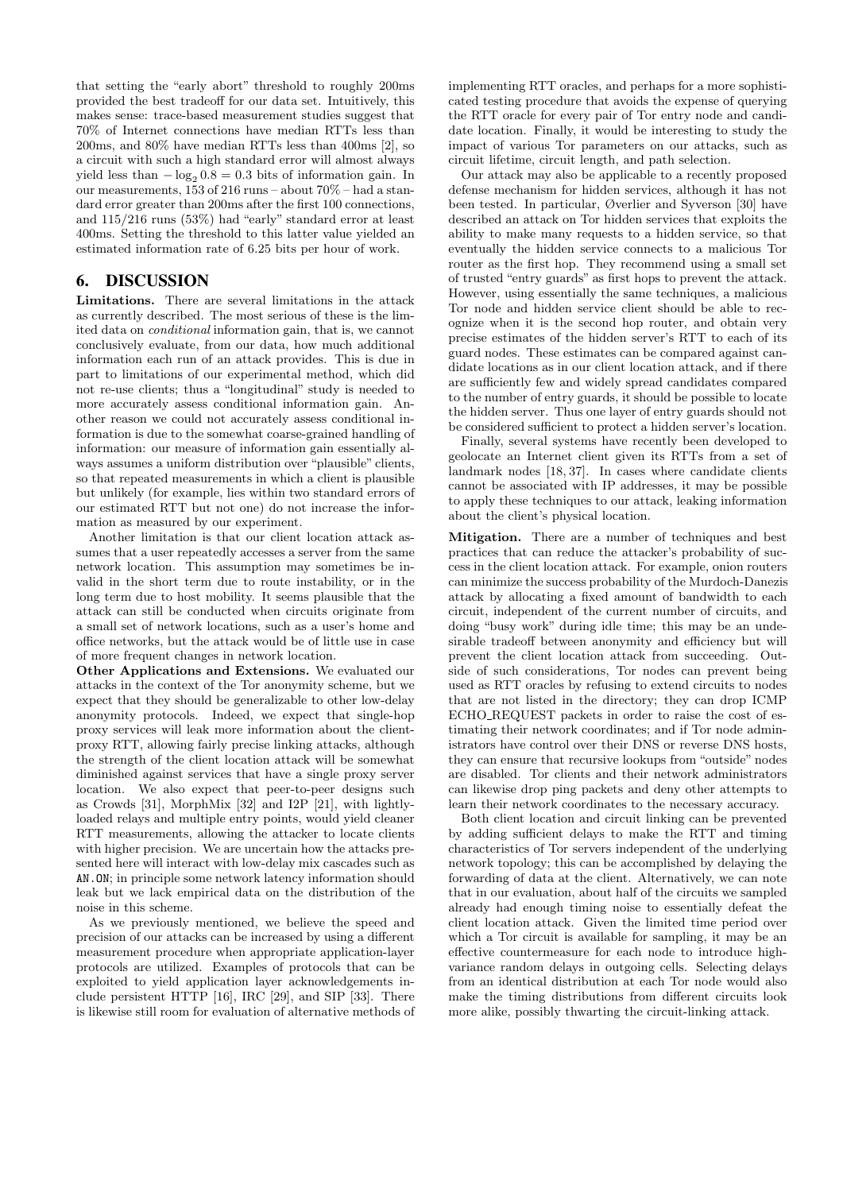that setting the "early abort" threshold to roughly 200ms provided the best tradeoff for our data set. Intuitively, this makes sense: trace-based measurement studies suggest that 70% of Internet connections have median RTTs less than 200ms, and 80% have median RTTs less than 400ms [2], so a circuit with such a high standard error will almost always yield less than $-\log_2 0.8 = 0.3$ bits of information gain. In our measurements, 153 of 216 runs – about 70% – had a standard error greater than 200ms after the first 100 connections, and 115/216 runs (53%) had "early" standard error at least 400ms. Setting the threshold to this latter value yielded an estimated information rate of 6.25 bits per hour of work.

## 6. DISCUSSION

**Limitations.** There are several limitations in the attack as currently described. The most serious of these is the limited data on *conditional* information gain, that is, we cannot conclusively evaluate, from our data, how much additional information each run of an attack provides. This is due in part to limitations of our experimental method, which did not re-use clients; thus a "longitudinal" study is needed to more accurately assess conditional information gain. Another reason we could not accurately assess conditional information is due to the somewhat coarse-grained handling of information: our measure of information gain essentially always assumes a uniform distribution over "plausible" clients, so that repeated measurements in which a client is plausible but unlikely (for example, lies within two standard errors of our estimated RTT but not one) do not increase the information as measured by our experiment.

Another limitation is that our client location attack assumes that a user repeatedly accesses a server from the same network location. This assumption may sometimes be invalid in the short term due to route instability, or in the long term due to host mobility. It seems plausible that the attack can still be conducted when circuits originate from a small set of network locations, such as a user's home and office networks, but the attack would be of little use in case of more frequent changes in network location.

**Other Applications and Extensions.** We evaluated our attacks in the context of the Tor anonymity scheme, but we expect that they should be generalizable to other low-delay anonymity protocols. Indeed, we expect that single-hop proxy services will leak more information about the client-proxy RTT, allowing fairly precise linking attacks, although the strength of the client location attack will be somewhat diminished against services that have a single proxy server location. We also expect that peer-to-peer designs such as Crowds [31], MorphMix [32] and I2P [21], with lightly-loaded relays and multiple entry points, would yield cleaner RTT measurements, allowing the attacker to locate clients with higher precision. We are uncertain how the attacks presented here will interact with low-delay mix cascades such as AN.ON; in principle some network latency information should leak but we lack empirical data on the distribution of the noise in this scheme.

As we previously mentioned, we believe the speed and precision of our attacks can be increased by using a different measurement procedure when appropriate application-layer protocols are utilized. Examples of protocols that can be exploited to yield application layer acknowledgements include persistent HTTP [16], IRC [29], and SIP [33]. There is likewise still room for evaluation of alternative methods of implementing RTT oracles, and perhaps for a more sophisticated testing procedure that avoids the expense of querying the RTT oracle for every pair of Tor entry node and candidate location. Finally, it would be interesting to study the impact of various Tor parameters on our attacks, such as circuit lifetime, circuit length, and path selection.

Our attack may also be applicable to a recently proposed defense mechanism for hidden services, although it has not been tested. In particular, Øverlier and Syverson [30] have described an attack on Tor hidden services that exploits the ability to make many requests to a hidden service, so that eventually the hidden service connects to a malicious Tor router as the first hop. They recommend using a small set of trusted "entry guards" as first hops to prevent the attack. However, using essentially the same techniques, a malicious Tor node and hidden service client should be able to recognize when it is the second hop router, and obtain very precise estimates of the hidden server's RTT to each of its guard nodes. These estimates can be compared against candidate locations as in our client location attack, and if there are sufficiently few and widely spread candidates compared to the number of entry guards, it should be possible to locate the hidden server. Thus one layer of entry guards should not be considered sufficient to protect a hidden server's location.

Finally, several systems have recently been developed to geolocate an Internet client given its RTTs from a set of landmark nodes [18, 37]. In cases where candidate clients cannot be associated with IP addresses, it may be possible to apply these techniques to our attack, leaking information about the client's physical location.

**Mitigation.** There are a number of techniques and best practices that can reduce the attacker's probability of success in the client location attack. For example, onion routers can minimize the success probability of the Murdoch-Danezis attack by allocating a fixed amount of bandwidth to each circuit, independent of the current number of circuits, and doing "busy work" during idle time; this may be an undesirable tradeoff between anonymity and efficiency but will prevent the client location attack from succeeding. Outside of such considerations, Tor nodes can prevent being used as RTT oracles by refusing to extend circuits to nodes that are not listed in the directory; they can drop ICMP ECHO_REQUEST packets in order to raise the cost of estimating their network coordinates; and if Tor node administrators have control over their DNS or reverse DNS hosts, they can ensure that recursive lookups from "outside" nodes are disabled. Tor clients and their network administrators can likewise drop ping packets and deny other attempts to learn their network coordinates to the necessary accuracy.

Both client location and circuit linking can be prevented by adding sufficient delays to make the RTT and timing characteristics of Tor servers independent of the underlying network topology; this can be accomplished by delaying the forwarding of data at the client. Alternatively, we can note that in our evaluation, about half of the circuits we sampled already had enough timing noise to essentially defeat the client location attack. Given the limited time period over which a Tor circuit is available for sampling, it may be an effective countermeasure for each node to introduce high-variance random delays in outgoing cells. Selecting delays from an identical distribution at each Tor node would also make the timing distributions from different circuits look more alike, possibly thwarting the circuit-linking attack.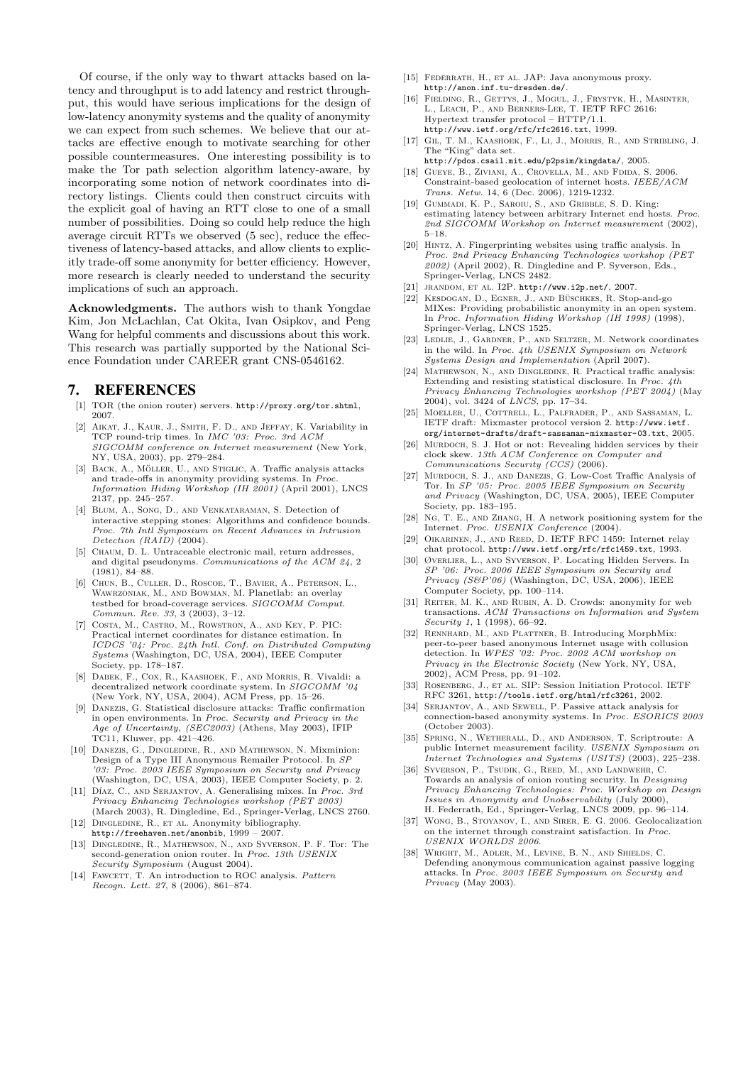Of course, if the only way to thwart attacks based on latency and throughput is to add latency and restrict throughput, this would have serious implications for the design of low-latency anonymity systems and the quality of anonymity we can expect from such schemes. We believe that our attacks are effective enough to motivate searching for other possible countermeasures. One interesting possibility is to make the Tor path selection algorithm latency-aware, by incorporating some notion of network coordinates into directory listings. Clients could then construct circuits with the explicit goal of having an RTT close to one of a small number of possibilities. Doing so could help reduce the high average circuit RTTs we observed (5 sec), reduce the effectiveness of latency-based attacks, and allow clients to explicitly trade-off some anonymity for better efficiency. However, more research is clearly needed to understand the security implications of such an approach.

**Acknowledgments.** The authors wish to thank Yongdae Kim, Jon McLachlan, Cat Okita, Ivan Osipkov, and Peng Wang for helpful comments and discussions about this work. This research was partially supported by the National Science Foundation under CAREER grant CNS-0546162.

## 7. REFERENCES

[1] TOR (the onion router) servers. http://proxy.org/tor.shtml, 2007.

[2] Aikat, J., Kaur, J., Smith, F. D., and Jeffay, K. Variability in TCP round-trip times. In *IMC '03: Proc. 3rd ACM SIGCOMM conference on Internet measurement* (New York, NY, USA, 2003), pp. 279–284.

[3] Back, A., Möller, U., and Stiglic, A. Traffic analysis attacks and trade-offs in anonymity providing systems. In *Proc. Information Hiding Workshop (IH 2001)* (April 2001), LNCS 2137, pp. 245–257.

[4] Blum, A., Song, D., and Venkataraman, S. Detection of interactive stepping stones: Algorithms and confidence bounds. *Proc. 7th Intl Symposium on Recent Advances in Intrusion Detection (RAID)* (2004).

[5] Chaum, D. L. Untraceable electronic mail, return addresses, and digital pseudonyms. *Communications of the ACM 24*, 2 (1981), 84–88.

[6] Chun, B., Culler, D., Roscoe, T., Bavier, A., Peterson, L., Wawrzoniak, M., and Bowman, M. Planetlab: an overlay testbed for broad-coverage services. *SIGCOMM Comput. Commun. Rev. 33*, 3 (2003), 3–12.

[7] Costa, M., Castro, M., Rowstron, A., and Key, P. PIC: Practical internet coordinates for distance estimation. In *ICDCS '04: Proc. 24th Intl. Conf. on Distributed Computing Systems* (Washington, DC, USA, 2004), IEEE Computer Society, pp. 178–187.

[8] Dabek, F., Cox, R., Kaashoek, F., and Morris, R. Vivaldi: a decentralized network coordinate system. In *SIGCOMM '04* (New York, NY, USA, 2004), ACM Press, pp. 15–26.

[9] Danezis, G. Statistical disclosure attacks: Traffic confirmation in open environments. In *Proc. Security and Privacy in the Age of Uncertainty, (SEC2003)* (Athens, May 2003), IFIP TC11, Kluwer, pp. 421–426.

[10] Danezis, G., Dingledine, R., and Mathewson, N. Mixminion: Design of a Type III Anonymous Remailer Protocol. In *SP '03: Proc. 2003 IEEE Symposium on Security and Privacy* (Washington, DC, USA, 2003), IEEE Computer Society, p. 2.

[11] Díaz, C., and Serjantov, A. Generalising mixes. In *Proc. 3rd Privacy Enhancing Technologies workshop (PET 2003)* (March 2003), R. Dingledine, Ed., Springer-Verlag, LNCS 2760.

[12] Dingledine, R., et al. Anonymity bibliography. http://freehaven.net/anonbib, 1999 – 2007.

[13] Dingledine, R., Mathewson, N., and Syverson, P. F. Tor: The second-generation onion router. In *Proc. 13th USENIX Security Symposium* (August 2004).

[14] Fawcett, T. An introduction to ROC analysis. *Pattern Recogn. Lett. 27*, 8 (2006), 861–874.

[15] Federrath, H., et al. JAP: Java anonymous proxy. http://anon.inf.tu-dresden.de/.

[16] Fielding, R., Gettys, J., Mogul, J., Frystyk, H., Masinter, L., Leach, P., and Berners-Lee, T. IETF RFC 2616: Hypertext transfer protocol – HTTP/1.1. http://www.ietf.org/rfc/rfc2616.txt, 1999.

[17] Gil, T. M., Kaashoek, F., Li, J., Morris, R., and Stribling, J. The "King" data set. http://pdos.csail.mit.edu/p2psim/kingdata/, 2005.

[18] Gueye, B., Ziviani, A., Crovella, M., and Fdida, S. 2006. Constraint-based geolocation of internet hosts. *IEEE/ACM Trans. Netw.* 14, 6 (Dec. 2006), 1219-1232.

[19] Gummadi, K. P., Saroiu, S., and Gribble, S. D. King: estimating latency between arbitrary Internet end hosts. *Proc. 2nd SIGCOMM Workshop on Internet measurement* (2002), 5–18.

[20] Hintz, A. Fingerprinting websites using traffic analysis. In *Proc. 2nd Privacy Enhancing Technologies workshop (PET 2002)* (April 2002), R. Dingledine and P. Syverson, Eds., Springer-Verlag, LNCS 2482.

[21] jrandom, et al. I2P. http://www.i2p.net/, 2007.

[22] Kesdogan, D., Egner, J., and Büschkes, R. Stop-and-go MIXes: Providing probabilistic anonymity in an open system. In *Proc. Information Hiding Workshop (IH 1998)* (1998), Springer-Verlag, LNCS 1525.

[23] Ledlie, J., Gardner, P., and Seltzer, M. Network coordinates in the wild. In *Proc. 4th USENIX Symposium on Network Systems Design and Implementation* (April 2007).

[24] Mathewson, N., and Dingledine, R. Practical traffic analysis: Extending and resisting statistical disclosure. In *Proc. 4th Privacy Enhancing Technologies workshop (PET 2004)* (May 2004), vol. 3424 of *LNCS*, pp. 17–34.

[25] Moeller, U., Cottrell, L., Palfrader, P., and Sassaman, L. IETF draft: Mixmaster protocol version 2. http://www.ietf.org/internet-drafts/draft-sassaman-mixmaster-03.txt, 2005.

[26] Murdoch, S. J. Hot or not: Revealing hidden services by their clock skew. *13th ACM Conference on Computer and Communications Security (CCS)* (2006).

[27] Murdoch, S. J., and Danezis, G. Low-Cost Traffic Analysis of Tor. In *SP '05: Proc. 2005 IEEE Symposium on Security and Privacy* (Washington, DC, USA, 2005), IEEE Computer Society, pp. 183–195.

[28] Ng, T. E., and Zhang, H. A network positioning system for the Internet. *Proc. USENIX Conference* (2004).

[29] Oikarinen, J., and Reed, D. IETF RFC 1459: Internet relay chat protocol. http://www.ietf.org/rfc/rfc1459.txt, 1993.

[30] Øverlier, L., and Syverson, P. Locating Hidden Servers. In *SP '06: Proc. 2006 IEEE Symposium on Security and Privacy (S&P'06)* (Washington, DC, USA, 2006), IEEE Computer Society, pp. 100–114.

[31] Reiter, M. K., and Rubin, A. D. Crowds: anonymity for web transactions. *ACM Transactions on Information and System Security 1*, 1 (1998), 66–92.

[32] Rennhard, M., and Plattner, B. Introducing MorphMix: peer-to-peer based anonymous Internet usage with collusion detection. In *WPES '02: Proc. 2002 ACM workshop on Privacy in the Electronic Society* (New York, NY, USA, 2002), ACM Press, pp. 91–102.

[33] Rosenberg, J., et al. SIP: Session Initiation Protocol. IETF RFC 3261, http://tools.ietf.org/html/rfc3261, 2002.

[34] Serjantov, A., and Sewell, P. Passive attack analysis for connection-based anonymity systems. In *Proc. ESORICS 2003* (October 2003).

[35] Spring, N., Wetherall, D., and Anderson, T. Scriptroute: A public Internet measurement facility. *USENIX Symposium on Internet Technologies and Systems (USITS)* (2003), 225–238.

[36] Syverson, P., Tsudik, G., Reed, M., and Landwehr, C. Towards an analysis of onion routing security. In *Designing Privacy Enhancing Technologies: Proc. Workshop on Design Issues in Anonymity and Unobservability* (July 2000), H. Federrath, Ed., Springer-Verlag, LNCS 2009, pp. 96–114.

[37] Wong, B., Stoyanov, I., and Sirer, E. G. 2006. Geolocalization on the internet through constraint satisfaction. In *Proc. USENIX WORLDS 2006*.

[38] Wright, M., Adler, M., Levine, B. N., and Shields, C. Defending anonymous communication against passive logging attacks. In *Proc. 2003 IEEE Symposium on Security and Privacy* (May 2003).